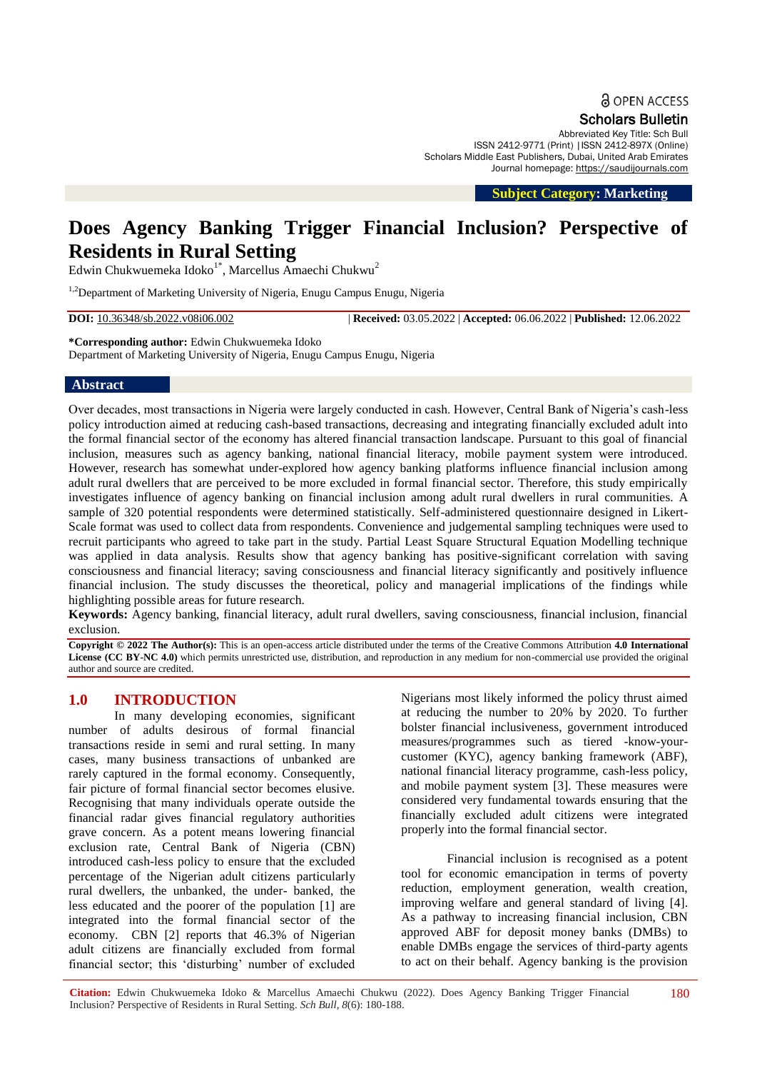OPEN ACCESS

**Scholars Bulletin**

Abbreviated Key Title: Sch Bull
ISSN 2412-9771 (Print) |ISSN 2412-897X (Online)
Scholars Middle East Publishers, Dubai, United Arab Emirates
Journal homepage: https://saudijournals.com

**Subject Category: Marketing**

# Does Agency Banking Trigger Financial Inclusion? Perspective of Residents in Rural Setting

Edwin Chukwuemeka Idoko[1*], Marcellus Amaechi Chukwu[2]

[1,2]Department of Marketing University of Nigeria, Enugu Campus Enugu, Nigeria

**DOI:** 10.36348/sb.2022.v08i06.002 | **Received:** 03.05.2022 | **Accepted:** 06.06.2022 | **Published:** 12.06.2022

**\*Corresponding author:** Edwin Chukwuemeka Idoko
Department of Marketing University of Nigeria, Enugu Campus Enugu, Nigeria

## Abstract

Over decades, most transactions in Nigeria were largely conducted in cash. However, Central Bank of Nigeria's cash-less policy introduction aimed at reducing cash-based transactions, decreasing and integrating financially excluded adult into the formal financial sector of the economy has altered financial transaction landscape. Pursuant to this goal of financial inclusion, measures such as agency banking, national financial literacy, mobile payment system were introduced. However, research has somewhat under-explored how agency banking platforms influence financial inclusion among adult rural dwellers that are perceived to be more excluded in formal financial sector. Therefore, this study empirically investigates influence of agency banking on financial inclusion among adult rural dwellers in rural communities. A sample of 320 potential respondents were determined statistically. Self-administered questionnaire designed in Likert-Scale format was used to collect data from respondents. Convenience and judgemental sampling techniques were used to recruit participants who agreed to take part in the study. Partial Least Square Structural Equation Modelling technique was applied in data analysis. Results show that agency banking has positive-significant correlation with saving consciousness and financial literacy; saving consciousness and financial literacy significantly and positively influence financial inclusion. The study discusses the theoretical, policy and managerial implications of the findings while highlighting possible areas for future research.

**Keywords:** Agency banking, financial literacy, adult rural dwellers, saving consciousness, financial inclusion, financial exclusion.

**Copyright © 2022 The Author(s):** This is an open-access article distributed under the terms of the Creative Commons Attribution **4.0 International License (CC BY-NC 4.0)** which permits unrestricted use, distribution, and reproduction in any medium for non-commercial use provided the original author and source are credited.

## 1.0 INTRODUCTION

In many developing economies, significant number of adults desirous of formal financial transactions reside in semi and rural setting. In many cases, many business transactions of unbanked are rarely captured in the formal economy. Consequently, fair picture of formal financial sector becomes elusive. Recognising that many individuals operate outside the financial radar gives financial regulatory authorities grave concern. As a potent means lowering financial exclusion rate, Central Bank of Nigeria (CBN) introduced cash-less policy to ensure that the excluded percentage of the Nigerian adult citizens particularly rural dwellers, the unbanked, the under- banked, the less educated and the poorer of the population [1] are integrated into the formal financial sector of the economy. CBN [2] reports that 46.3% of Nigerian adult citizens are financially excluded from formal financial sector; this 'disturbing' number of excluded Nigerians most likely informed the policy thrust aimed at reducing the number to 20% by 2020. To further bolster financial inclusiveness, government introduced measures/programmes such as tiered -know-your-customer (KYC), agency banking framework (ABF), national financial literacy programme, cash-less policy, and mobile payment system [3]. These measures were considered very fundamental towards ensuring that the financially excluded adult citizens were integrated properly into the formal financial sector.

Financial inclusion is recognised as a potent tool for economic emancipation in terms of poverty reduction, employment generation, wealth creation, improving welfare and general standard of living [4]. As a pathway to increasing financial inclusion, CBN approved ABF for deposit money banks (DMBs) to enable DMBs engage the services of third-party agents to act on their behalf. Agency banking is the provision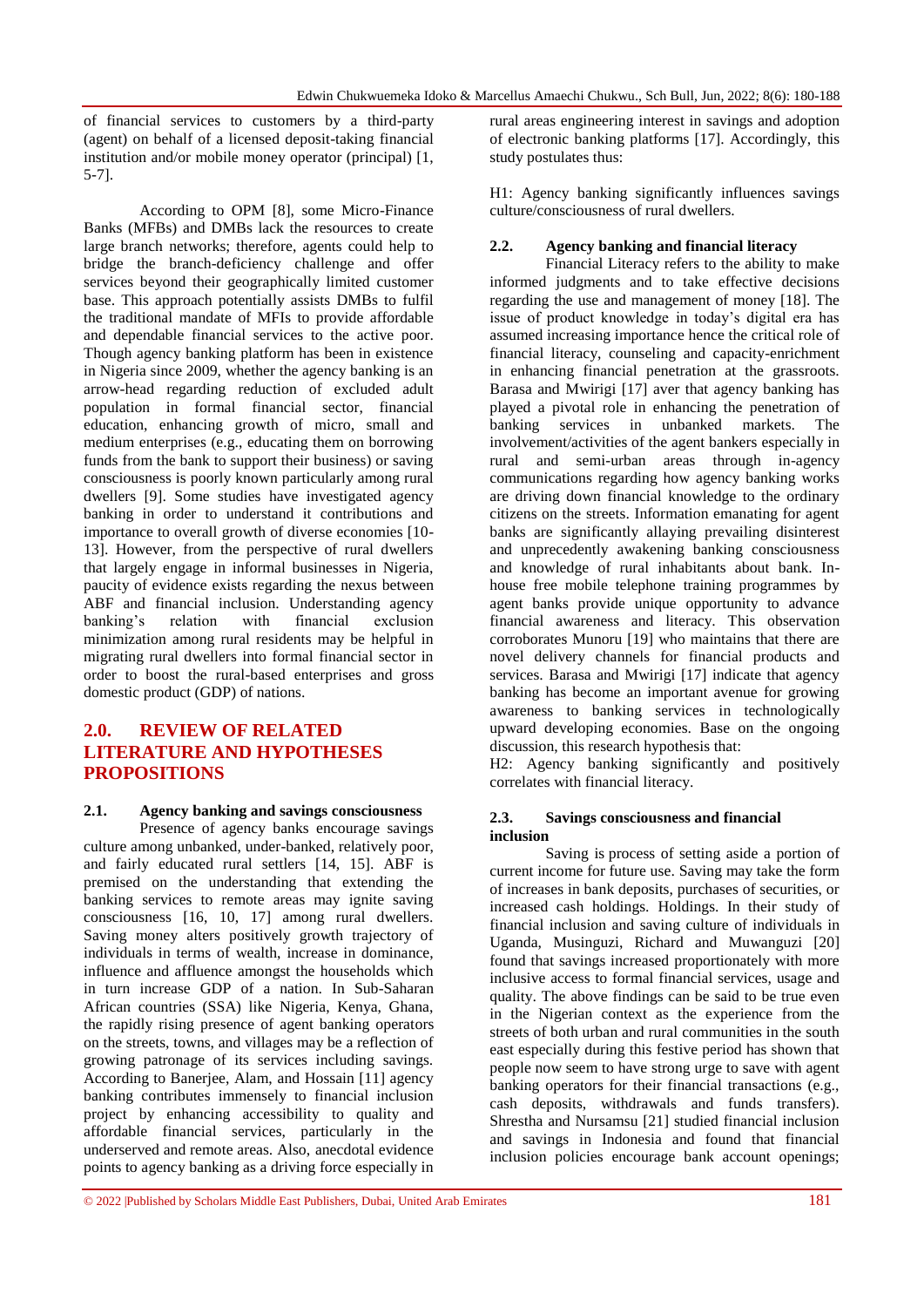of financial services to customers by a third-party (agent) on behalf of a licensed deposit-taking financial institution and/or mobile money operator (principal) [1, 5-7].

According to OPM [8], some Micro-Finance Banks (MFBs) and DMBs lack the resources to create large branch networks; therefore, agents could help to bridge the branch-deficiency challenge and offer services beyond their geographically limited customer base. This approach potentially assists DMBs to fulfil the traditional mandate of MFIs to provide affordable and dependable financial services to the active poor. Though agency banking platform has been in existence in Nigeria since 2009, whether the agency banking is an arrow-head regarding reduction of excluded adult population in formal financial sector, financial education, enhancing growth of micro, small and medium enterprises (e.g., educating them on borrowing funds from the bank to support their business) or saving consciousness is poorly known particularly among rural dwellers [9]. Some studies have investigated agency banking in order to understand it contributions and importance to overall growth of diverse economies [10-13]. However, from the perspective of rural dwellers that largely engage in informal businesses in Nigeria, paucity of evidence exists regarding the nexus between ABF and financial inclusion. Understanding agency banking's relation with financial exclusion minimization among rural residents may be helpful in migrating rural dwellers into formal financial sector in order to boost the rural-based enterprises and gross domestic product (GDP) of nations.

## 2.0. REVIEW OF RELATED LITERATURE AND HYPOTHESES PROPOSITIONS

### 2.1. Agency banking and savings consciousness

Presence of agency banks encourage savings culture among unbanked, under-banked, relatively poor, and fairly educated rural settlers [14, 15]. ABF is premised on the understanding that extending the banking services to remote areas may ignite saving consciousness [16, 10, 17] among rural dwellers. Saving money alters positively growth trajectory of individuals in terms of wealth, increase in dominance, influence and affluence amongst the households which in turn increase GDP of a nation. In Sub-Saharan African countries (SSA) like Nigeria, Kenya, Ghana, the rapidly rising presence of agent banking operators on the streets, towns, and villages may be a reflection of growing patronage of its services including savings. According to Banerjee, Alam, and Hossain [11] agency banking contributes immensely to financial inclusion project by enhancing accessibility to quality and affordable financial services, particularly in the underserved and remote areas. Also, anecdotal evidence points to agency banking as a driving force especially in rural areas engineering interest in savings and adoption of electronic banking platforms [17]. Accordingly, this study postulates thus:

H1: Agency banking significantly influences savings culture/consciousness of rural dwellers.

### 2.2. Agency banking and financial literacy

Financial Literacy refers to the ability to make informed judgments and to take effective decisions regarding the use and management of money [18]. The issue of product knowledge in today's digital era has assumed increasing importance hence the critical role of financial literacy, counseling and capacity-enrichment in enhancing financial penetration at the grassroots. Barasa and Mwirigi [17] aver that agency banking has played a pivotal role in enhancing the penetration of banking services in unbanked markets. The involvement/activities of the agent bankers especially in rural and semi-urban areas through in-agency communications regarding how agency banking works are driving down financial knowledge to the ordinary citizens on the streets. Information emanating for agent banks are significantly allaying prevailing disinterest and unprecedently awakening banking consciousness and knowledge of rural inhabitants about bank. In-house free mobile telephone training programmes by agent banks provide unique opportunity to advance financial awareness and literacy. This observation corroborates Munoru [19] who maintains that there are novel delivery channels for financial products and services. Barasa and Mwirigi [17] indicate that agency banking has become an important avenue for growing awareness to banking services in technologically upward developing economies. Base on the ongoing discussion, this research hypothesis that:

H2: Agency banking significantly and positively correlates with financial literacy.

### 2.3. Savings consciousness and financial inclusion

Saving is process of setting aside a portion of current income for future use. Saving may take the form of increases in bank deposits, purchases of securities, or increased cash holdings. Holdings. In their study of financial inclusion and saving culture of individuals in Uganda, Musinguzi, Richard and Muwanguzi [20] found that savings increased proportionately with more inclusive access to formal financial services, usage and quality. The above findings can be said to be true even in the Nigerian context as the experience from the streets of both urban and rural communities in the south east especially during this festive period has shown that people now seem to have strong urge to save with agent banking operators for their financial transactions (e.g., cash deposits, withdrawals and funds transfers). Shrestha and Nursamsu [21] studied financial inclusion and savings in Indonesia and found that financial inclusion policies encourage bank account openings;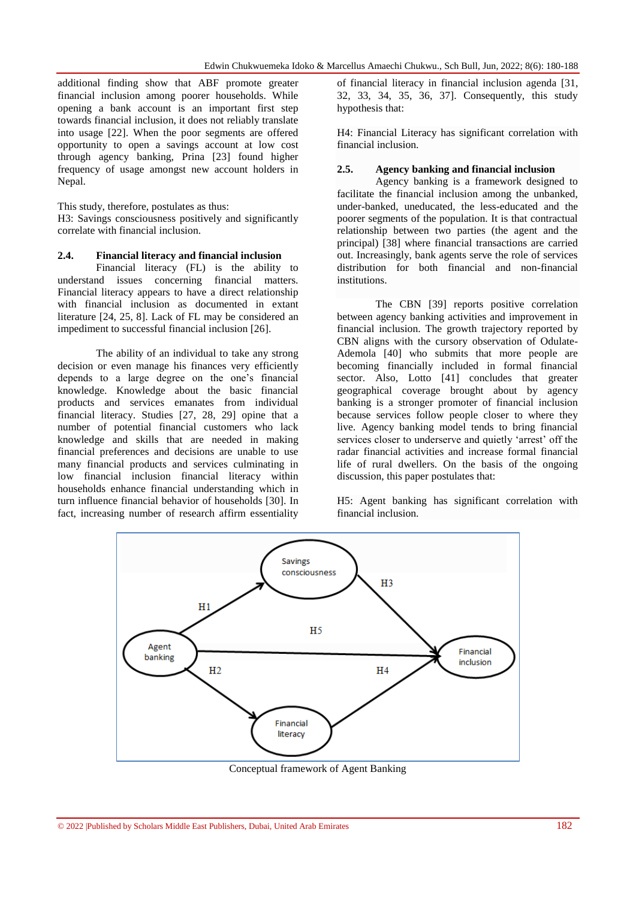additional finding show that ABF promote greater financial inclusion among poorer households. While opening a bank account is an important first step towards financial inclusion, it does not reliably translate into usage [22]. When the poor segments are offered opportunity to open a savings account at low cost through agency banking, Prina [23] found higher frequency of usage amongst new account holders in Nepal.

This study, therefore, postulates as thus:
H3: Savings consciousness positively and significantly correlate with financial inclusion.

### 2.4. Financial literacy and financial inclusion

Financial literacy (FL) is the ability to understand issues concerning financial matters. Financial literacy appears to have a direct relationship with financial inclusion as documented in extant literature [24, 25, 8]. Lack of FL may be considered an impediment to successful financial inclusion [26].

The ability of an individual to take any strong decision or even manage his finances very efficiently depends to a large degree on the one's financial knowledge. Knowledge about the basic financial products and services emanates from individual financial literacy. Studies [27, 28, 29] opine that a number of potential financial customers who lack knowledge and skills that are needed in making financial preferences and decisions are unable to use many financial products and services culminating in low financial inclusion financial literacy within households enhance financial understanding which in turn influence financial behavior of households [30]. In fact, increasing number of research affirm essentiality of financial literacy in financial inclusion agenda [31, 32, 33, 34, 35, 36, 37]. Consequently, this study hypothesis that:

H4: Financial Literacy has significant correlation with financial inclusion.

### 2.5. Agency banking and financial inclusion

Agency banking is a framework designed to facilitate the financial inclusion among the unbanked, under-banked, uneducated, the less-educated and the poorer segments of the population. It is that contractual relationship between two parties (the agent and the principal) [38] where financial transactions are carried out. Increasingly, bank agents serve the role of services distribution for both financial and non-financial institutions.

The CBN [39] reports positive correlation between agency banking activities and improvement in financial inclusion. The growth trajectory reported by CBN aligns with the cursory observation of Odulate-Ademola [40] who submits that more people are becoming financially included in formal financial sector. Also, Lotto [41] concludes that greater geographical coverage brought about by agency banking is a stronger promoter of financial inclusion because services follow people closer to where they live. Agency banking model tends to bring financial services closer to underserve and quietly 'arrest' off the radar financial activities and increase formal financial life of rural dwellers. On the basis of the ongoing discussion, this paper postulates that:

H5: Agent banking has significant correlation with financial inclusion.

Savings consciousness
H3
H1
H5
Agent banking
Financial inclusion
H2
H4
Financial literacy

Conceptual framework of Agent Banking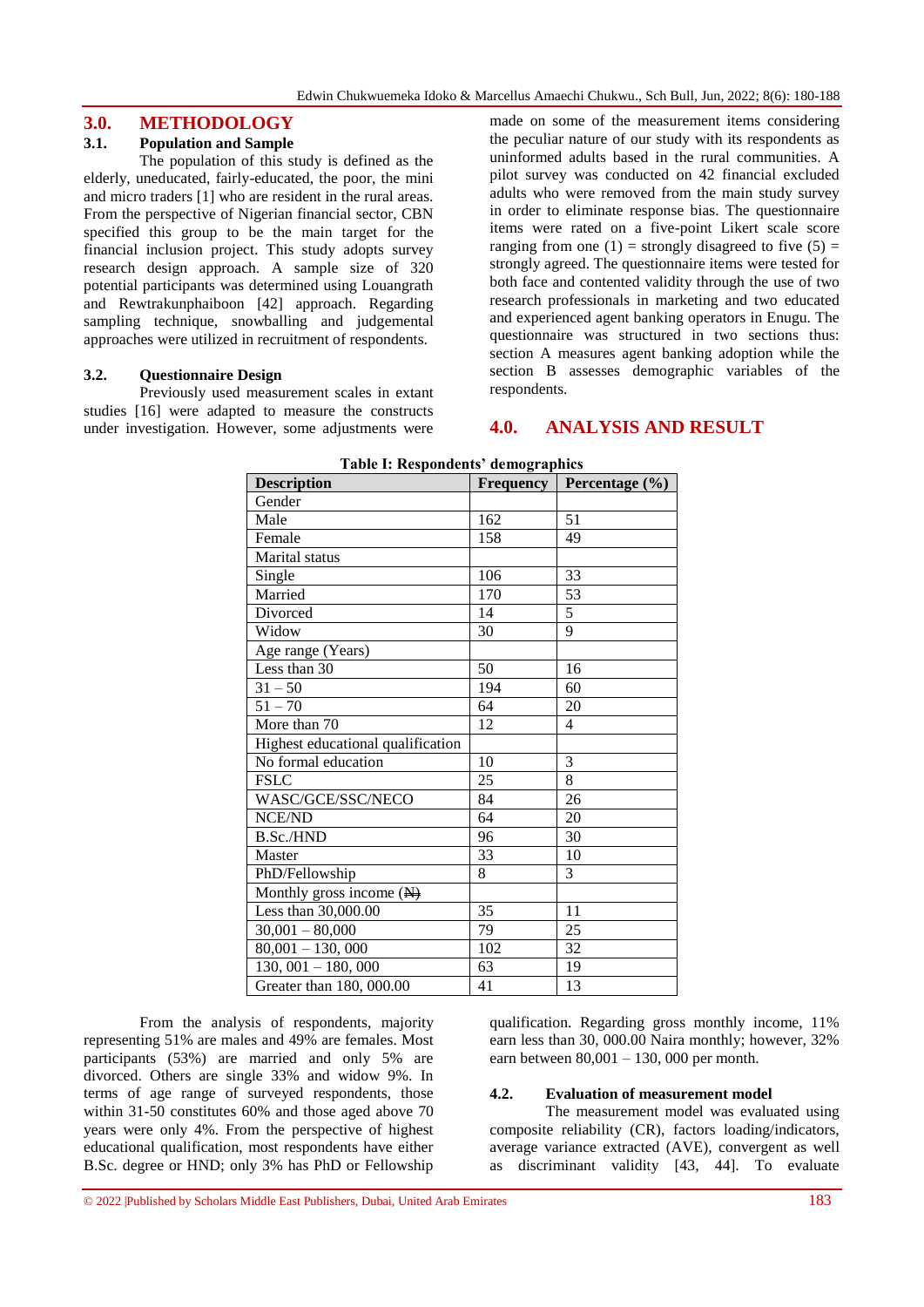## 3.0. METHODOLOGY

### 3.1. Population and Sample

The population of this study is defined as the elderly, uneducated, fairly-educated, the poor, the mini and micro traders [1] who are resident in the rural areas. From the perspective of Nigerian financial sector, CBN specified this group to be the main target for the financial inclusion project. This study adopts survey research design approach. A sample size of 320 potential participants was determined using Louangrath and Rewtrakunphaiboon [42] approach. Regarding sampling technique, snowballing and judgemental approaches were utilized in recruitment of respondents.

### 3.2. Questionnaire Design

Previously used measurement scales in extant studies [16] were adapted to measure the constructs under investigation. However, some adjustments were made on some of the measurement items considering the peculiar nature of our study with its respondents as uninformed adults based in the rural communities. A pilot survey was conducted on 42 financial excluded adults who were removed from the main study survey in order to eliminate response bias. The questionnaire items were rated on a five-point Likert scale score ranging from one (1) = strongly disagreed to five (5) = strongly agreed. The questionnaire items were tested for both face and contented validity through the use of two research professionals in marketing and two educated and experienced agent banking operators in Enugu. The questionnaire was structured in two sections thus: section A measures agent banking adoption while the section B assesses demographic variables of the respondents.

## 4.0. ANALYSIS AND RESULT

**Table I: Respondents' demographics**

| Description | Frequency | Percentage (%) |
|---|---|---|
| Gender | | |
| Male | 162 | 51 |
| Female | 158 | 49 |
| Marital status | | |
| Single | 106 | 33 |
| Married | 170 | 53 |
| Divorced | 14 | 5 |
| Widow | 30 | 9 |
| Age range (Years) | | |
| Less than 30 | 50 | 16 |
| 31 – 50 | 194 | 60 |
| 51 – 70 | 64 | 20 |
| More than 70 | 12 | 4 |
| Highest educational qualification | | |
| No formal education | 10 | 3 |
| FSLC | 25 | 8 |
| WASC/GCE/SSC/NECO | 84 | 26 |
| NCE/ND | 64 | 20 |
| B.Sc./HND | 96 | 30 |
| Master | 33 | 10 |
| PhD/Fellowship | 8 | 3 |
| Monthly gross income (₦) | | |
| Less than 30,000.00 | 35 | 11 |
| 30,001 – 80,000 | 79 | 25 |
| 80,001 – 130, 000 | 102 | 32 |
| 130, 001 – 180, 000 | 63 | 19 |
| Greater than 180, 000.00 | 41 | 13 |

From the analysis of respondents, majority representing 51% are males and 49% are females. Most participants (53%) are married and only 5% are divorced. Others are single 33% and widow 9%. In terms of age range of surveyed respondents, those within 31-50 constitutes 60% and those aged above 70 years were only 4%. From the perspective of highest educational qualification, most respondents have either B.Sc. degree or HND; only 3% has PhD or Fellowship qualification. Regarding gross monthly income, 11% earn less than 30, 000.00 Naira monthly; however, 32% earn between 80,001 – 130, 000 per month.

### 4.2. Evaluation of measurement model

The measurement model was evaluated using composite reliability (CR), factors loading/indicators, average variance extracted (AVE), convergent as well as discriminant validity [43, 44]. To evaluate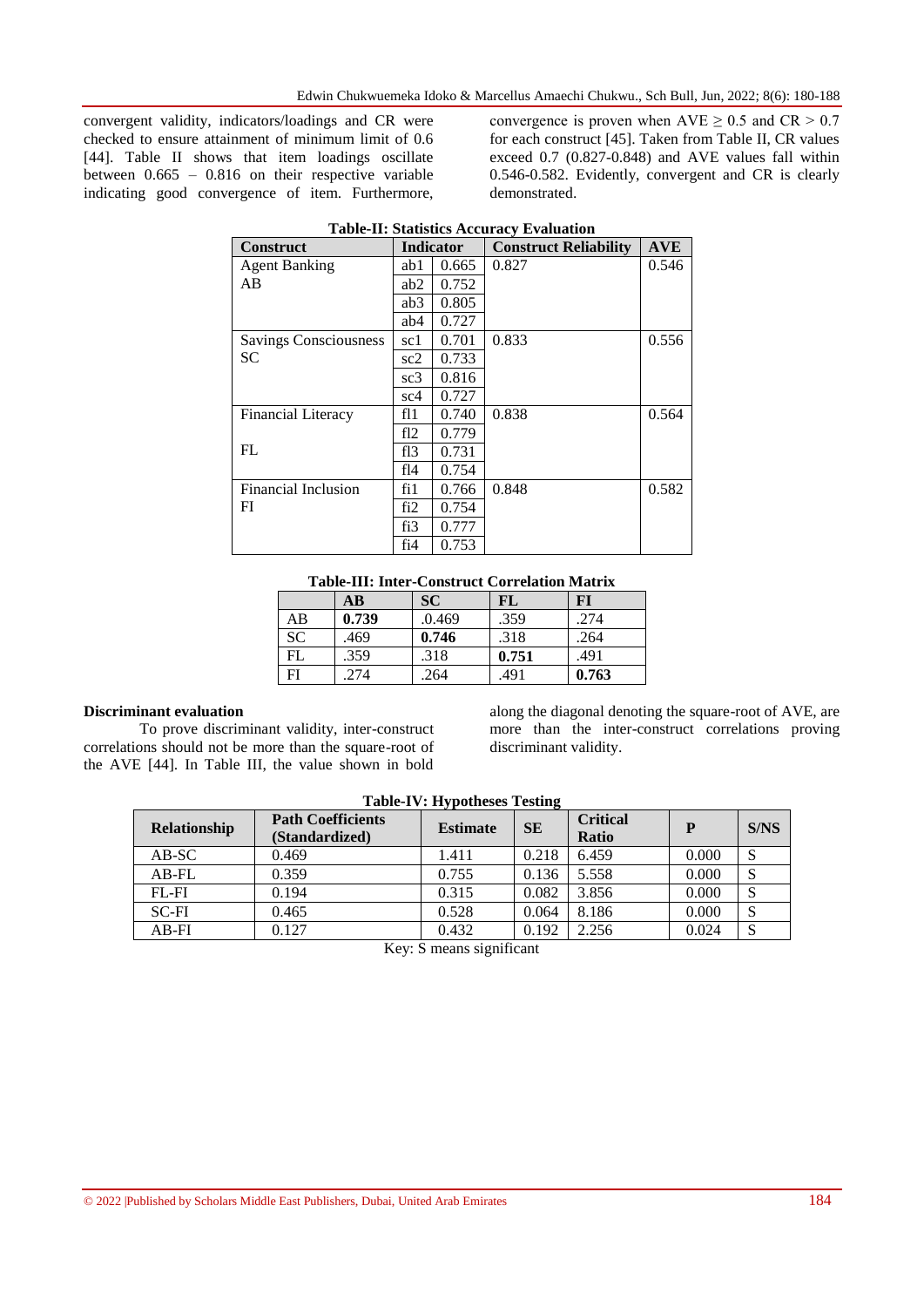convergent validity, indicators/loadings and CR were checked to ensure attainment of minimum limit of 0.6 [44]. Table II shows that item loadings oscillate between 0.665 – 0.816 on their respective variable indicating good convergence of item. Furthermore, convergence is proven when AVE ≥ 0.5 and CR > 0.7 for each construct [45]. Taken from Table II, CR values exceed 0.7 (0.827-0.848) and AVE values fall within 0.546-0.582. Evidently, convergent and CR is clearly demonstrated.

**Table-II: Statistics Accuracy Evaluation**

| Construct | Indicator | | Construct Reliability | AVE |
|---|---|---|---|---|
| Agent Banking AB | ab1 | 0.665 | 0.827 | 0.546 |
| | ab2 | 0.752 | | |
| | ab3 | 0.805 | | |
| | ab4 | 0.727 | | |
| Savings Consciousness SC | sc1 | 0.701 | 0.833 | 0.556 |
| | sc2 | 0.733 | | |
| | sc3 | 0.816 | | |
| | sc4 | 0.727 | | |
| Financial Literacy FL | fl1 | 0.740 | 0.838 | 0.564 |
| | fl2 | 0.779 | | |
| | fl3 | 0.731 | | |
| | fl4 | 0.754 | | |
| Financial Inclusion FI | fi1 | 0.766 | 0.848 | 0.582 |
| | fi2 | 0.754 | | |
| | fi3 | 0.777 | | |
| | fi4 | 0.753 | | |

**Table-III: Inter-Construct Correlation Matrix**

| | AB | SC | FL | FI |
|---|---|---|---|---|
| AB | **0.739** | .0.469 | .359 | .274 |
| SC | .469 | **0.746** | .318 | .264 |
| FL | .359 | .318 | **0.751** | .491 |
| FI | .274 | .264 | .491 | **0.763** |

**Discriminant evaluation**

To prove discriminant validity, inter-construct correlations should not be more than the square-root of the AVE [44]. In Table III, the value shown in bold along the diagonal denoting the square-root of AVE, are more than the inter-construct correlations proving discriminant validity.

**Table-IV: Hypotheses Testing**

| Relationship | Path Coefficients (Standardized) | Estimate | SE | Critical Ratio | P | S/NS |
|---|---|---|---|---|---|---|
| AB-SC | 0.469 | 1.411 | 0.218 | 6.459 | 0.000 | S |
| AB-FL | 0.359 | 0.755 | 0.136 | 5.558 | 0.000 | S |
| FL-FI | 0.194 | 0.315 | 0.082 | 3.856 | 0.000 | S |
| SC-FI | 0.465 | 0.528 | 0.064 | 8.186 | 0.000 | S |
| AB-FI | 0.127 | 0.432 | 0.192 | 2.256 | 0.024 | S |

Key: S means significant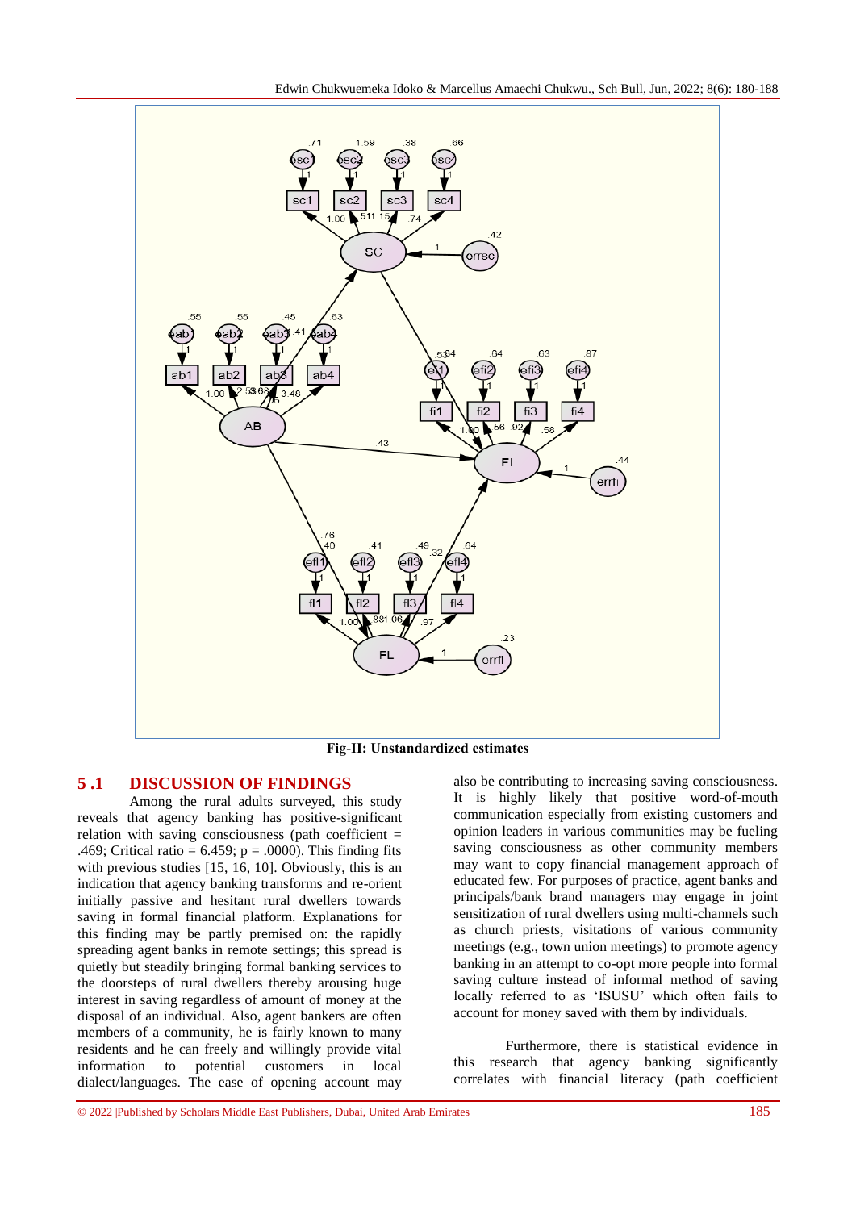Fig-II: Unstandardized estimates

## 5.1 DISCUSSION OF FINDINGS

Among the rural adults surveyed, this study reveals that agency banking has positive-significant relation with saving consciousness (path coefficient = .469; Critical ratio = 6.459; p = .0000). This finding fits with previous studies [15, 16, 10]. Obviously, this is an indication that agency banking transforms and re-orient initially passive and hesitant rural dwellers towards saving in formal financial platform. Explanations for this finding may be partly premised on: the rapidly spreading agent banks in remote settings; this spread is quietly but steadily bringing formal banking services to the doorsteps of rural dwellers thereby arousing huge interest in saving regardless of amount of money at the disposal of an individual. Also, agent bankers are often members of a community, he is fairly known to many residents and he can freely and willingly provide vital information to potential customers in local dialect/languages. The ease of opening account may also be contributing to increasing saving consciousness. It is highly likely that positive word-of-mouth communication especially from existing customers and opinion leaders in various communities may be fueling saving consciousness as other community members may want to copy financial management approach of educated few. For purposes of practice, agent banks and principals/bank brand managers may engage in joint sensitization of rural dwellers using multi-channels such as church priests, visitations of various community meetings (e.g., town union meetings) to promote agency banking in an attempt to co-opt more people into formal saving culture instead of informal method of saving locally referred to as 'ISUSU' which often fails to account for money saved with them by individuals.

Furthermore, there is statistical evidence in this research that agency banking significantly correlates with financial literacy (path coefficient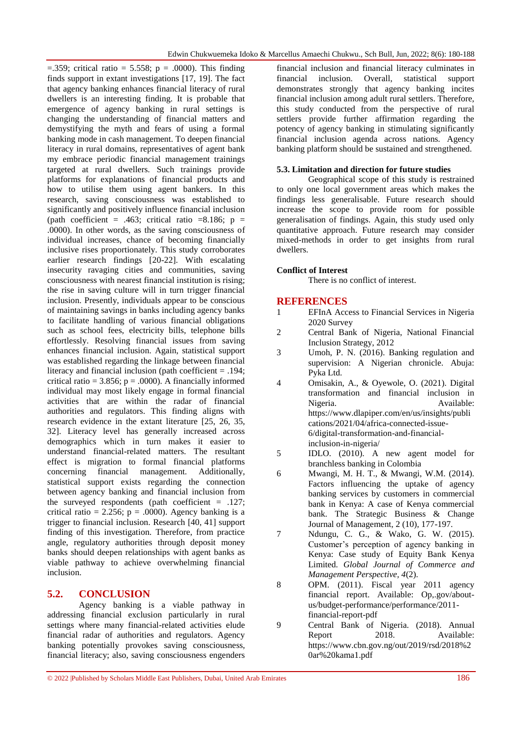=.359; critical ratio = 5.558; p = .0000). This finding finds support in extant investigations [17, 19]. The fact that agency banking enhances financial literacy of rural dwellers is an interesting finding. It is probable that emergence of agency banking in rural settings is changing the understanding of financial matters and demystifying the myth and fears of using a formal banking mode in cash management. To deepen financial literacy in rural domains, representatives of agent bank my embrace periodic financial management trainings targeted at rural dwellers. Such trainings provide platforms for explanations of financial products and how to utilise them using agent bankers. In this research, saving consciousness was established to significantly and positively influence financial inclusion (path coefficient = .463; critical ratio =8.186; p = .0000). In other words, as the saving consciousness of individual increases, chance of becoming financially inclusive rises proportionately. This study corroborates earlier research findings [20-22]. With escalating insecurity ravaging cities and communities, saving consciousness with nearest financial institution is rising; the rise in saving culture will in turn trigger financial inclusion. Presently, individuals appear to be conscious of maintaining savings in banks including agency banks to facilitate handling of various financial obligations such as school fees, electricity bills, telephone bills effortlessly. Resolving financial issues from saving enhances financial inclusion. Again, statistical support was established regarding the linkage between financial literacy and financial inclusion (path coefficient = .194; critical ratio = 3.856; p = .0000). A financially informed individual may most likely engage in formal financial activities that are within the radar of financial authorities and regulators. This finding aligns with research evidence in the extant literature [25, 26, 35, 32]. Literacy level has generally increased across demographics which in turn makes it easier to understand financial-related matters. The resultant effect is migration to formal financial platforms concerning financial management. Additionally, statistical support exists regarding the connection between agency banking and financial inclusion from the surveyed respondents (path coefficient = .127; critical ratio = 2.256; p = .0000). Agency banking is a trigger to financial inclusion. Research [40, 41] support finding of this investigation. Therefore, from practice angle, regulatory authorities through deposit money banks should deepen relationships with agent banks as viable pathway to achieve overwhelming financial inclusion.

## 5.2. CONCLUSION

Agency banking is a viable pathway in addressing financial exclusion particularly in rural settings where many financial-related activities elude financial radar of authorities and regulators. Agency banking potentially provokes saving consciousness, financial literacy; also, saving consciousness engenders financial inclusion and financial literacy culminates in financial inclusion. Overall, statistical support demonstrates strongly that agency banking incites financial inclusion among adult rural settlers. Therefore, this study conducted from the perspective of rural settlers provide further affirmation regarding the potency of agency banking in stimulating significantly financial inclusion agenda across nations. Agency banking platform should be sustained and strengthened.

### 5.3. Limitation and direction for future studies

Geographical scope of this study is restrained to only one local government areas which makes the findings less generalisable. Future research should increase the scope to provide room for possible generalisation of findings. Again, this study used only quantitative approach. Future research may consider mixed-methods in order to get insights from rural dwellers.

### Conflict of Interest

There is no conflict of interest.

## REFERENCES

1. EFInA Access to Financial Services in Nigeria 2020 Survey
2. Central Bank of Nigeria, National Financial Inclusion Strategy, 2012
3. Umoh, P. N. (2016). Banking regulation and supervision: A Nigerian chronicle. Abuja: Pyka Ltd.
4. Omisakin, A., & Oyewole, O. (2021). Digital transformation and financial inclusion in Nigeria. Available: https://www.dlapiper.com/en/us/insights/publications/2021/04/africa-connected-issue-6/digital-transformation-and-financial-inclusion-in-nigeria/
5. IDLO. (2010). A new agent model for branchless banking in Colombia
6. Mwangi, M. H. T., & Mwangi, W.M. (2014). Factors influencing the uptake of agency banking services by customers in commercial bank in Kenya: A case of Kenya commercial bank. The Strategic Business & Change Journal of Management, 2 (10), 177-197.
7. Ndungu, C. G., & Wako, G. W. (2015). Customer's perception of agency banking in Kenya: Case study of Equity Bank Kenya Limited. *Global Journal of Commerce and Management Perspective*, *4*(2).
8. OPM. (2011). Fiscal year 2011 agency financial report. Available: Op,.gov/about-us/budget-performance/performance/2011-financial-report-pdf
9. Central Bank of Nigeria. (2018). Annual Report 2018. Available: https://www.cbn.gov.ng/out/2019/rsd/2018%20ar%20kama1.pdf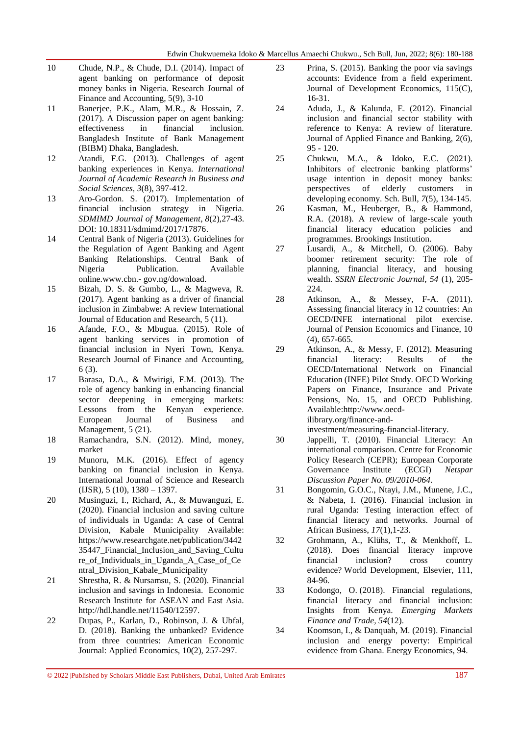10. Chude, N.P., & Chude, D.I. (2014). Impact of agent banking on performance of deposit money banks in Nigeria. Research Journal of Finance and Accounting, 5(9), 3-10
11. Banerjee, P.K., Alam, M.R., & Hossain, Z. (2017). A Discussion paper on agent banking: effectiveness in financial inclusion. Bangladesh Institute of Bank Management (BIBM) Dhaka, Bangladesh.
12. Atandi, F.G. (2013). Challenges of agent banking experiences in Kenya. *International Journal of Academic Research in Business and Social Sciences, 3*(8), 397-412.
13. Aro-Gordon. S. (2017). Implementation of financial inclusion strategy in Nigeria. *SDMIMD Journal of Management, 8*(2),27-43. DOI: 10.18311/sdmimd/2017/17876.
14. Central Bank of Nigeria (2013). Guidelines for the Regulation of Agent Banking and Agent Banking Relationships. Central Bank of Nigeria Publication. Available online.www.cbn.- gov.ng/download.
15. Bizah, D. S. & Gumbo, L., & Magweva, R. (2017). Agent banking as a driver of financial inclusion in Zimbabwe: A review International Journal of Education and Research, 5 (11).
16. Afande, F.O., & Mbugua. (2015). Role of agent banking services in promotion of financial inclusion in Nyeri Town, Kenya. Research Journal of Finance and Accounting, 6 (3).
17. Barasa, D.A., & Mwirigi, F.M. (2013). The role of agency banking in enhancing financial sector deepening in emerging markets: Lessons from the Kenyan experience. European Journal of Business and Management, 5 (21).
18. Ramachandra, S.N. (2012). Mind, money, market
19. Munoru, M.K. (2016). Effect of agency banking on financial inclusion in Kenya. International Journal of Science and Research (IJSR), 5 (10), 1380 – 1397.
20. Musinguzi, I., Richard, A., & Muwanguzi, E. (2020). Financial inclusion and saving culture of individuals in Uganda: A case of Central Division, Kabale Municipality Available: https://www.researchgate.net/publication/344235447_Financial_Inclusion_and_Saving_Culture_of_Individuals_in_Uganda_A_Case_of_Central_Division_Kabale_Municipality
21. Shrestha, R. & Nursamsu, S. (2020). Financial inclusion and savings in Indonesia. Economic Research Institute for ASEAN and East Asia. http://hdl.handle.net/11540/12597.
22. Dupas, P., Karlan, D., Robinson, J. & Ubfal, D. (2018). Banking the unbanked? Evidence from three countries: American Economic Journal: Applied Economics, 10(2), 257-297.
23. Prina, S. (2015). Banking the poor via savings accounts: Evidence from a field experiment. Journal of Development Economics, 115(C), 16-31.
24. Aduda, J., & Kalunda, E. (2012). Financial inclusion and financial sector stability with reference to Kenya: A review of literature. Journal of Applied Finance and Banking, 2(6), 95 - 120.
25. Chukwu, M.A., & Idoko, E.C. (2021). Inhibitors of electronic banking platforms' usage intention in deposit money banks: perspectives of elderly customers in developing economy. Sch. Bull, *7*(5), 134-145.
26. Kasman, M., Heuberger, B., & Hammond, R.A. (2018). A review of large-scale youth financial literacy education policies and programmes. Brookings Institution.
27. Lusardi, A., & Mitchell, O. (2006). Baby boomer retirement security: The role of planning, financial literacy, and housing wealth. *SSRN Electronic Journal, 54* (1), 205-224.
28. Atkinson, A., & Messey, F-A. (2011). Assessing financial literacy in 12 countries: An OECD/INFE international pilot exercise. Journal of Pension Economics and Finance, 10 (4), 657-665.
29. Atkinson, A., & Messy, F. (2012). Measuring financial literacy: Results of the OECD/International Network on Financial Education (INFE) Pilot Study. OECD Working Papers on Finance, Insurance and Private Pensions, No. 15, and OECD Publishing. Available:http://www.oecd-ilibrary.org/finance-and-investment/measuring-financial-literacy.
30. Jappelli, T. (2010). Financial Literacy: An international comparison. Centre for Economic Policy Research (CEPR); European Corporate Governance Institute (ECGI) *Netspar Discussion Paper No. 09/2010-064*.
31. Bongomin, G.O.C., Ntayi, J.M., Munene, J.C., & Nabeta, I. (2016). Financial inclusion in rural Uganda: Testing interaction effect of financial literacy and networks. Journal of African Business, *17*(1),1-23.
32. Grohmann, A., Klühs, T., & Menkhoff, L. (2018). Does financial literacy improve financial inclusion? cross country evidence? World Development, Elsevier, 111, 84-96.
33. Kodongo, O. (2018). Financial regulations, financial literacy and financial inclusion: Insights from Kenya. *Emerging Markets Finance and Trade, 54*(12).
34. Koomson, I., & Danquah, M. (2019). Financial inclusion and energy poverty: Empirical evidence from Ghana. Energy Economics, 94.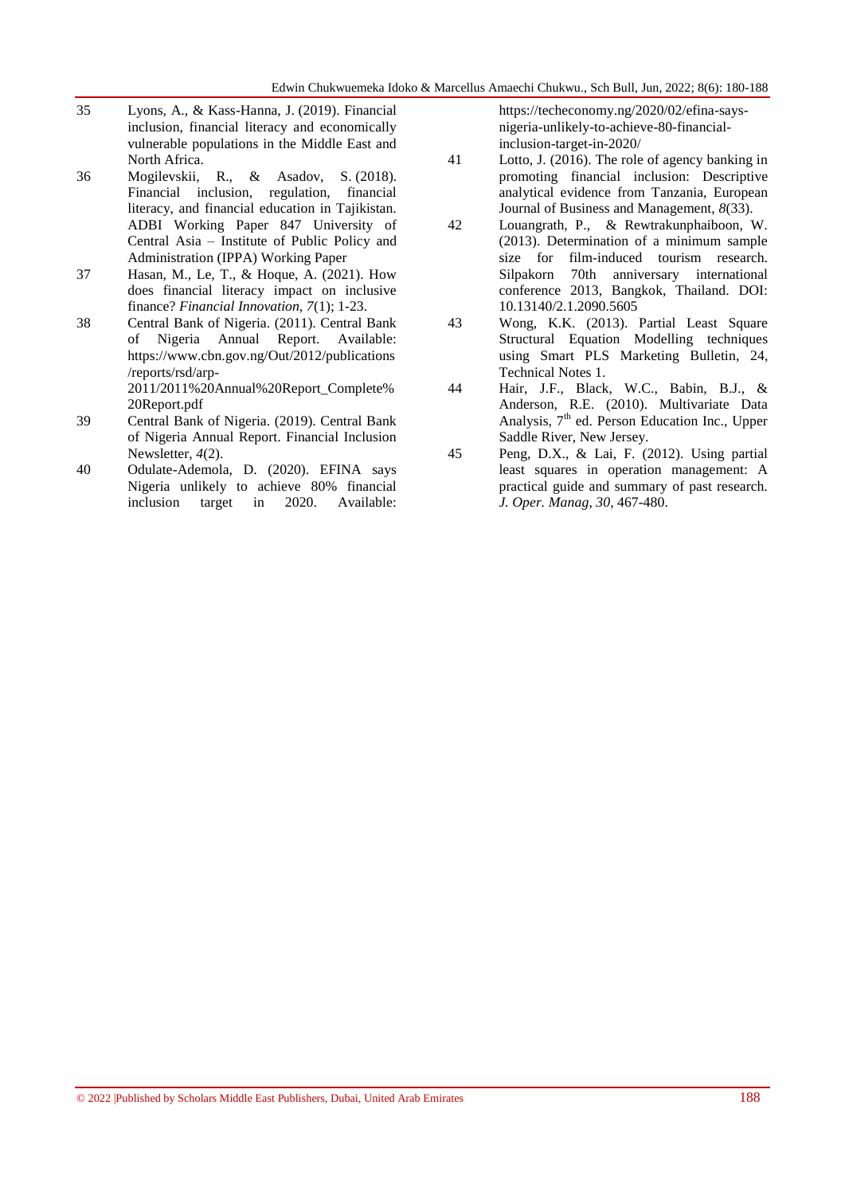35. Lyons, A., & Kass-Hanna, J. (2019). Financial inclusion, financial literacy and economically vulnerable populations in the Middle East and North Africa.
36. Mogilevskii, R., & Asadov, S. (2018). Financial inclusion, regulation, financial literacy, and financial education in Tajikistan. ADBI Working Paper 847 University of Central Asia – Institute of Public Policy and Administration (IPPA) Working Paper
37. Hasan, M., Le, T., & Hoque, A. (2021). How does financial literacy impact on inclusive finance? *Financial Innovation*, *7*(1); 1-23.
38. Central Bank of Nigeria. (2011). Central Bank of Nigeria Annual Report. Available: https://www.cbn.gov.ng/Out/2012/publications/reports/rsd/arp-2011/2011%20Annual%20Report_Complete%20Report.pdf
39. Central Bank of Nigeria. (2019). Central Bank of Nigeria Annual Report. Financial Inclusion Newsletter, *4*(2).
40. Odulate-Ademola, D. (2020). EFINA says Nigeria unlikely to achieve 80% financial inclusion target in 2020. Available: https://techeconomy.ng/2020/02/efina-says-nigeria-unlikely-to-achieve-80-financial-inclusion-target-in-2020/
41. Lotto, J. (2016). The role of agency banking in promoting financial inclusion: Descriptive analytical evidence from Tanzania, European Journal of Business and Management, *8*(33).
42. Louangrath, P., & Rewtrakunphaiboon, W. (2013). Determination of a minimum sample size for film-induced tourism research. Silpakorn 70th anniversary international conference 2013, Bangkok, Thailand. DOI: 10.13140/2.1.2090.5605
43. Wong, K.K. (2013). Partial Least Square Structural Equation Modelling techniques using Smart PLS Marketing Bulletin, 24, Technical Notes 1.
44. Hair, J.F., Black, W.C., Babin, B.J., & Anderson, R.E. (2010). Multivariate Data Analysis, 7th ed. Person Education Inc., Upper Saddle River, New Jersey.
45. Peng, D.X., & Lai, F. (2012). Using partial least squares in operation management: A practical guide and summary of past research. *J. Oper. Manag*, *30*, 467-480.